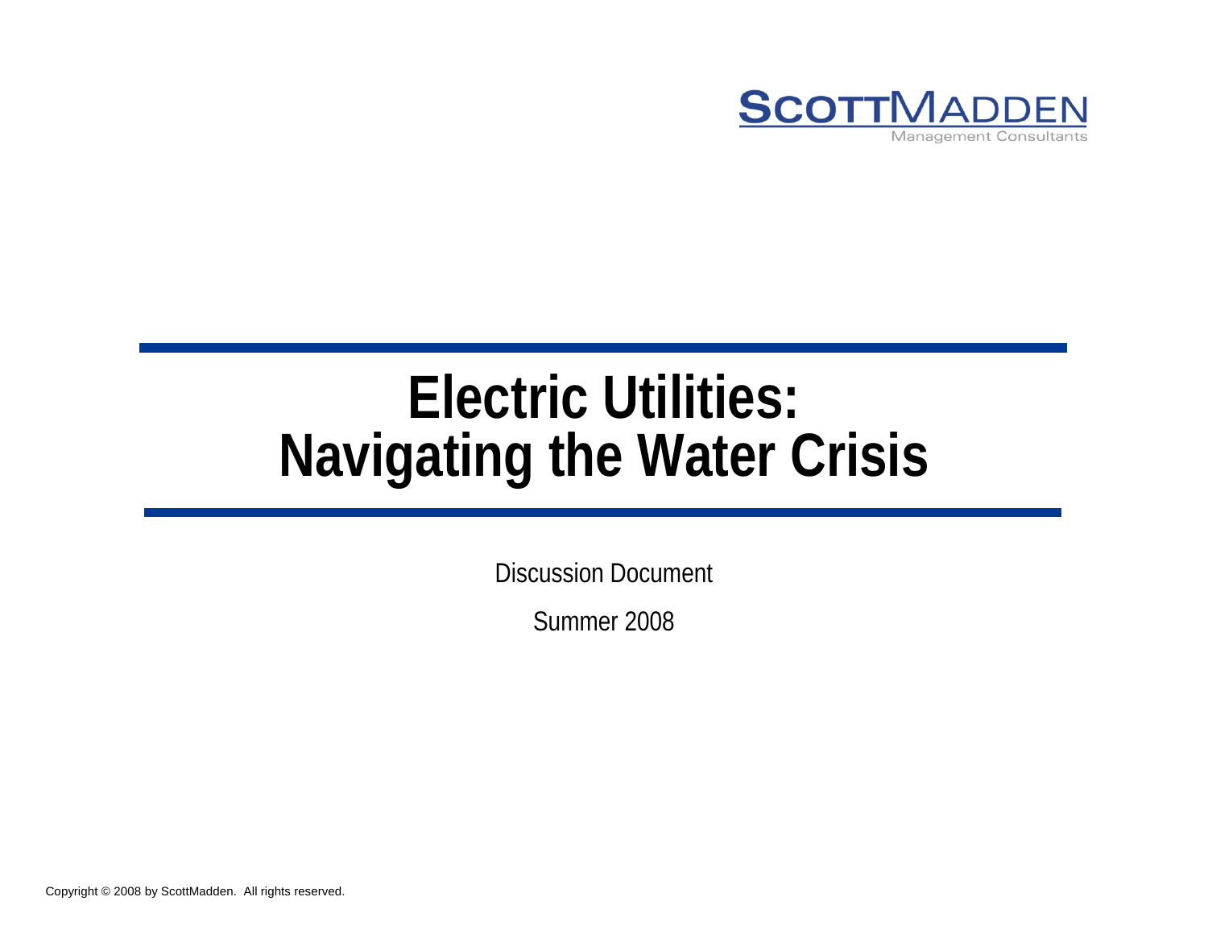**SCOTTMADDEN**
Management Consultants

# Electric Utilities: Navigating the Water Crisis

Discussion Document

Summer 2008

Copyright © 2008 by ScottMadden. All rights reserved.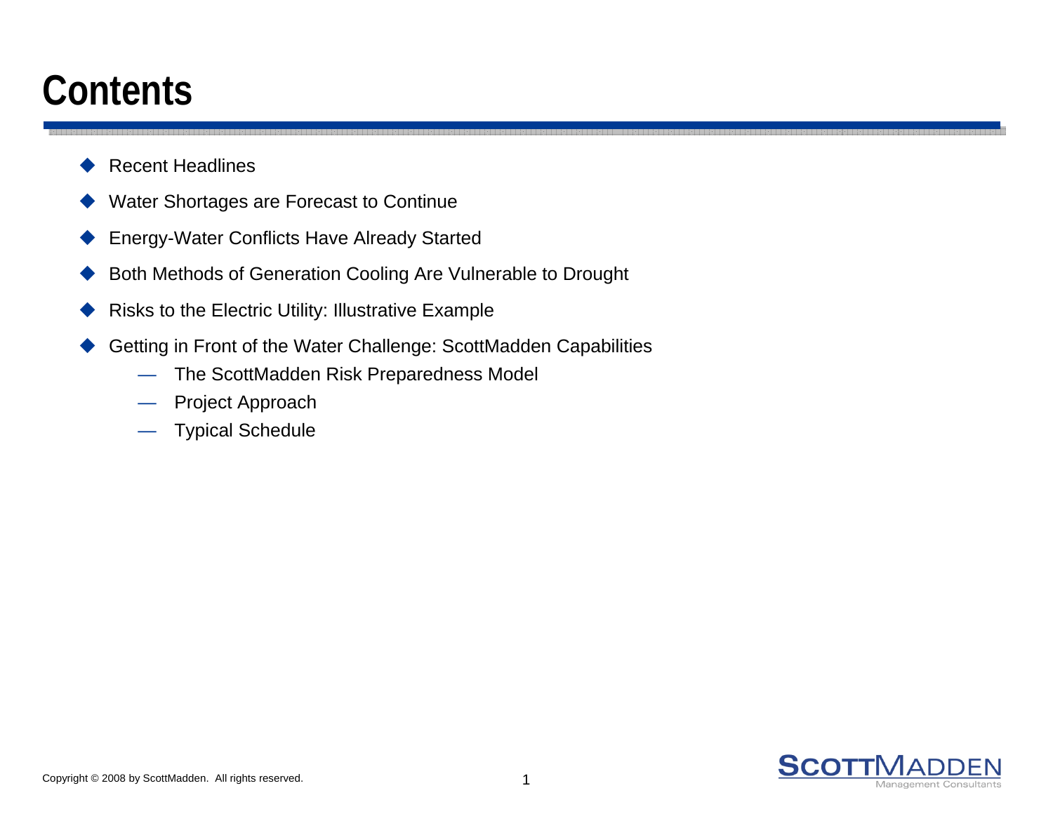# Contents

- Recent Headlines
- Water Shortages are Forecast to Continue
- Energy-Water Conflicts Have Already Started
- Both Methods of Generation Cooling Are Vulnerable to Drought
- Risks to the Electric Utility: Illustrative Example
- Getting in Front of the Water Challenge: ScottMadden Capabilities
  - The ScottMadden Risk Preparedness Model
  - Project Approach
  - Typical Schedule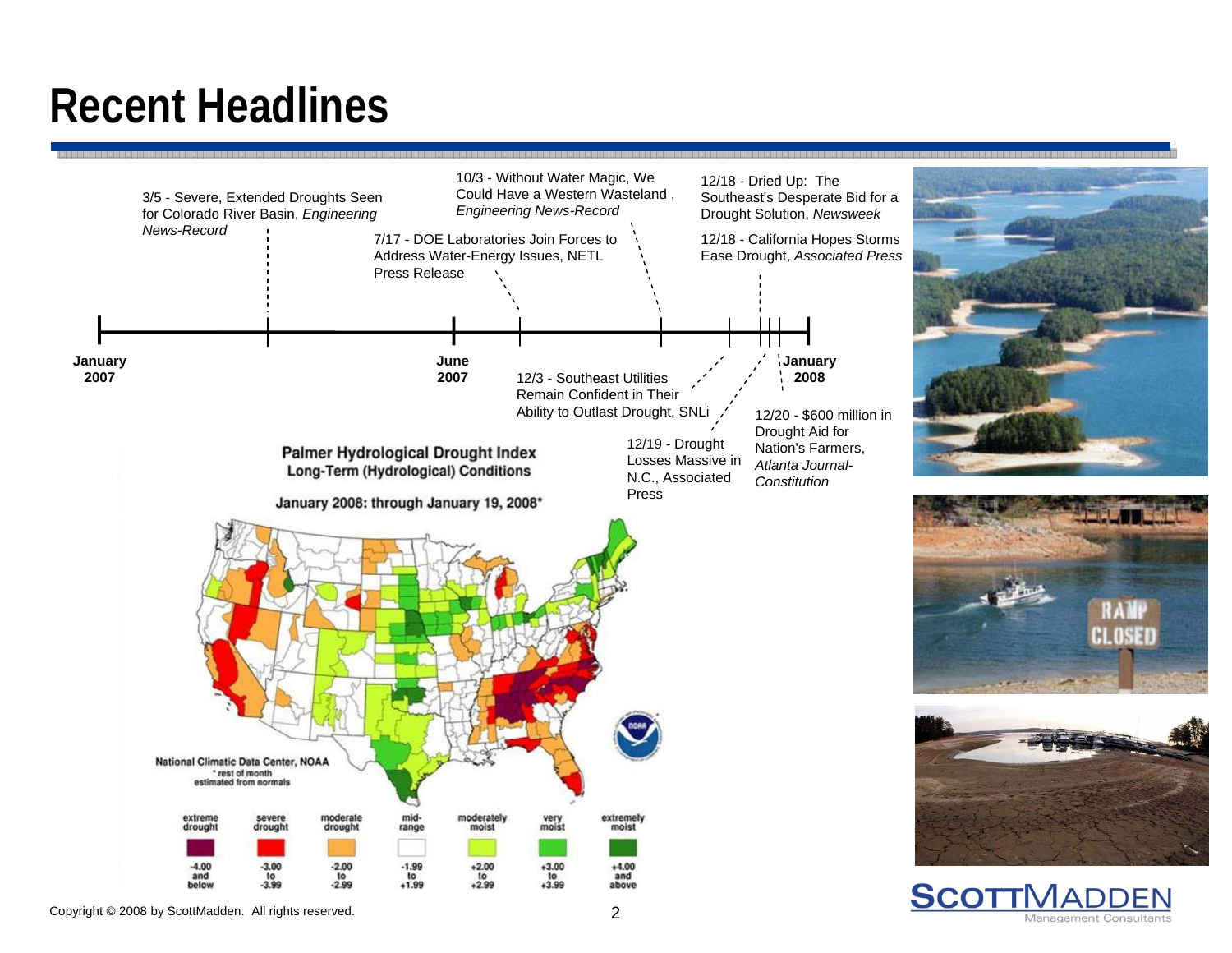# Recent Headlines

**January 2007** — **June 2007** — **January 2008**

- 3/5 - Severe, Extended Droughts Seen for Colorado River Basin, *Engineering News-Record*
- 7/17 - DOE Laboratories Join Forces to Address Water-Energy Issues, NETL Press Release
- 10/3 - Without Water Magic, We Could Have a Western Wasteland , *Engineering News-Record*
- 12/3 - Southeast Utilities Remain Confident in Their Ability to Outlast Drought, SNLi
- 12/18 - Dried Up: The Southeast's Desperate Bid for a Drought Solution, *Newsweek*
- 12/18 - California Hopes Storms Ease Drought, *Associated Press*
- 12/19 - Drought Losses Massive in N.C., Associated Press
- 12/20 - $600 million in Drought Aid for Nation's Farmers, *Atlanta Journal-Constitution*

**Palmer Hydrological Drought Index**
**Long-Term (Hydrological) Conditions**

**January 2008: through January 19, 2008***

National Climatic Data Center, NOAA
* rest of month estimated from normals

| extreme drought | severe drought | moderate drought | mid-range | moderately moist | very moist | extremely moist |
|---|---|---|---|---|---|---|
| -4.00 and below | -3.00 to -3.99 | -2.00 to -2.99 | -1.99 to +1.99 | +2.00 to +2.99 | +3.00 to +3.99 | +4.00 and above |

Copyright © 2008 by ScottMadden. All rights reserved.

ScottMadden Management Consultants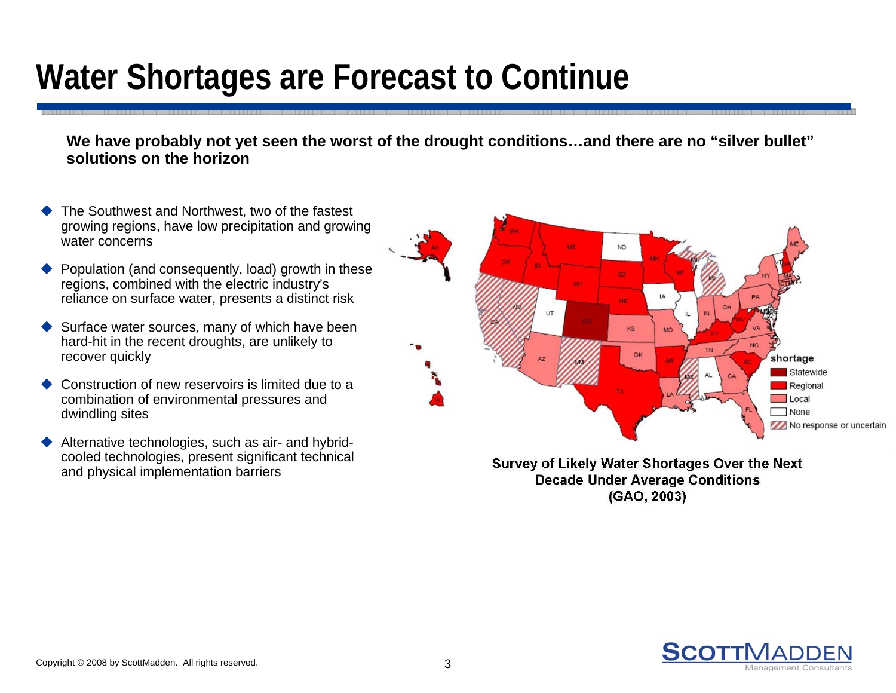# Water Shortages are Forecast to Continue

**We have probably not yet seen the worst of the drought conditions…and there are no "silver bullet" solutions on the horizon**

- The Southwest and Northwest, two of the fastest growing regions, have low precipitation and growing water concerns
- Population (and consequently, load) growth in these regions, combined with the electric industry's reliance on surface water, presents a distinct risk
- Surface water sources, many of which have been hard-hit in the recent droughts, are unlikely to recover quickly
- Construction of new reservoirs is limited due to a combination of environmental pressures and dwindling sites
- Alternative technologies, such as air- and hybrid-cooled technologies, present significant technical and physical implementation barriers

**Survey of Likely Water Shortages Over the Next Decade Under Average Conditions (GAO, 2003)**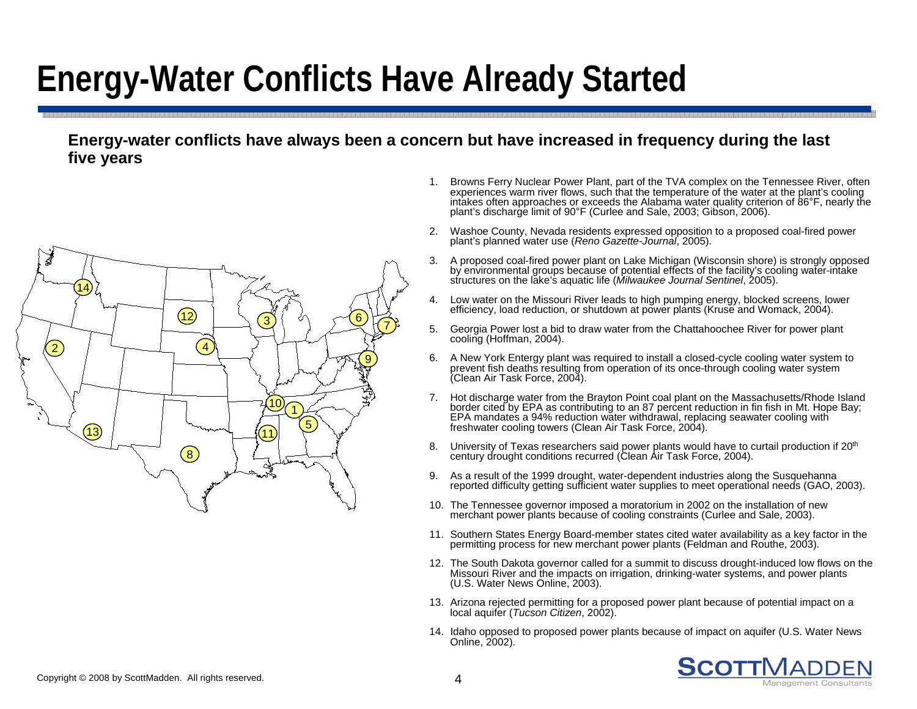# Energy-Water Conflicts Have Already Started

**Energy-water conflicts have always been a concern but have increased in frequency during the last five years**

1. Browns Ferry Nuclear Power Plant, part of the TVA complex on the Tennessee River, often experiences warm river flows, such that the temperature of the water at the plant's cooling intakes often approaches or exceeds the Alabama water quality criterion of 86°F, nearly the plant's discharge limit of 90°F (Curlee and Sale, 2003; Gibson, 2006).
2. Washoe County, Nevada residents expressed opposition to a proposed coal-fired power plant's planned water use (*Reno Gazette-Journal*, 2005).
3. A proposed coal-fired power plant on Lake Michigan (Wisconsin shore) is strongly opposed by environmental groups because of potential effects of the facility's cooling water-intake structures on the lake's aquatic life (*Milwaukee Journal Sentinel*, 2005).
4. Low water on the Missouri River leads to high pumping energy, blocked screens, lower efficiency, load reduction, or shutdown at power plants (Kruse and Womack, 2004).
5. Georgia Power lost a bid to draw water from the Chattahoochee River for power plant cooling (Hoffman, 2004).
6. A New York Entergy plant was required to install a closed-cycle cooling water system to prevent fish deaths resulting from operation of its once-through cooling water system (Clean Air Task Force, 2004).
7. Hot discharge water from the Brayton Point coal plant on the Massachusetts/Rhode Island border cited by EPA as contributing to an 87 percent reduction in fin fish in Mt. Hope Bay; EPA mandates a 94% reduction water withdrawal, replacing seawater cooling with freshwater cooling towers (Clean Air Task Force, 2004).
8. University of Texas researchers said power plants would have to curtail production if 20th century drought conditions recurred (Clean Air Task Force, 2004).
9. As a result of the 1999 drought, water-dependent industries along the Susquehanna reported difficulty getting sufficient water supplies to meet operational needs (GAO, 2003).
10. The Tennessee governor imposed a moratorium in 2002 on the installation of new merchant power plants because of cooling constraints (Curlee and Sale, 2003).
11. Southern States Energy Board-member states cited water availability as a key factor in the permitting process for new merchant power plants (Feldman and Routhe, 2003).
12. The South Dakota governor called for a summit to discuss drought-induced low flows on the Missouri River and the impacts on irrigation, drinking-water systems, and power plants (U.S. Water News Online, 2003).
13. Arizona rejected permitting for a proposed power plant because of potential impact on a local aquifer (*Tucson Citizen*, 2002).
14. Idaho opposed to proposed power plants because of impact on aquifer (U.S. Water News Online, 2002).

Copyright © 2008 by ScottMadden. All rights reserved.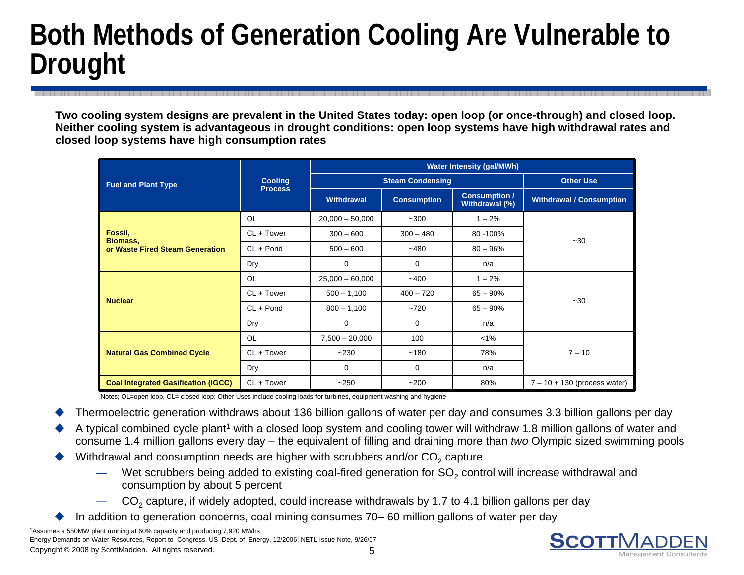# Both Methods of Generation Cooling Are Vulnerable to Drought

**Two cooling system designs are prevalent in the United States today: open loop (or once-through) and closed loop. Neither cooling system is advantageous in drought conditions: open loop systems have high withdrawal rates and closed loop systems have high consumption rates**

| Fuel and Plant Type | Cooling Process | Water Intensity (gal/MWh) | | | |
|---|---|---|---|---|---|
| | | Steam Condensing | | | Other Use |
| | | Withdrawal | Consumption | Consumption / Withdrawal (%) | Withdrawal / Consumption |
| Fossil, Biomass, or Waste Fired Steam Generation | OL | 20,000 – 50,000 | ~300 | 1 – 2% | ~30 |
| | CL + Tower | 300 – 600 | 300 – 480 | 80 -100% | |
| | CL + Pond | 500 – 600 | ~480 | 80 – 96% | |
| | Dry | 0 | 0 | n/a | |
| Nuclear | OL | 25,000 – 60,000 | ~400 | 1 – 2% | ~30 |
| | CL + Tower | 500 – 1,100 | 400 – 720 | 65 – 90% | |
| | CL + Pond | 800 – 1,100 | ~720 | 65 – 90% | |
| | Dry | 0 | 0 | n/a | |
| Natural Gas Combined Cycle | OL | 7,500 – 20,000 | 100 | <1% | 7 – 10 |
| | CL + Tower | ~230 | ~180 | 78% | |
| | Dry | 0 | 0 | n/a | |
| Coal Integrated Gasification (IGCC) | CL + Tower | ~250 | ~200 | 80% | 7 – 10 + 130 (process water) |

Notes; OL=open loop, CL= closed loop; Other Uses include cooling loads for turbines, equipment washing and hygiene

- Thermoelectric generation withdraws about 136 billion gallons of water per day and consumes 3.3 billion gallons per day
- A typical combined cycle plant[1] with a closed loop system and cooling tower will withdraw 1.8 million gallons of water and consume 1.4 million gallons every day – the equivalent of filling and draining more than *two* Olympic sized swimming pools
- Withdrawal and consumption needs are higher with scrubbers and/or $CO_2$ capture
  - Wet scrubbers being added to existing coal-fired generation for $SO_2$ control will increase withdrawal and consumption by about 5 percent
  - $CO_2$ capture, if widely adopted, could increase withdrawals by 1.7 to 4.1 billion gallons per day
- In addition to generation concerns, coal mining consumes 70– 60 million gallons of water per day

[1]Assumes a 550MW plant running at 60% capacity and producing 7,920 MWhs

Energy Demands on Water Resources, Report to Congress, US. Dept. of Energy, 12/2006; NETL Issue Note, 9/26/07

Copyright © 2008 by ScottMadden. All rights reserved.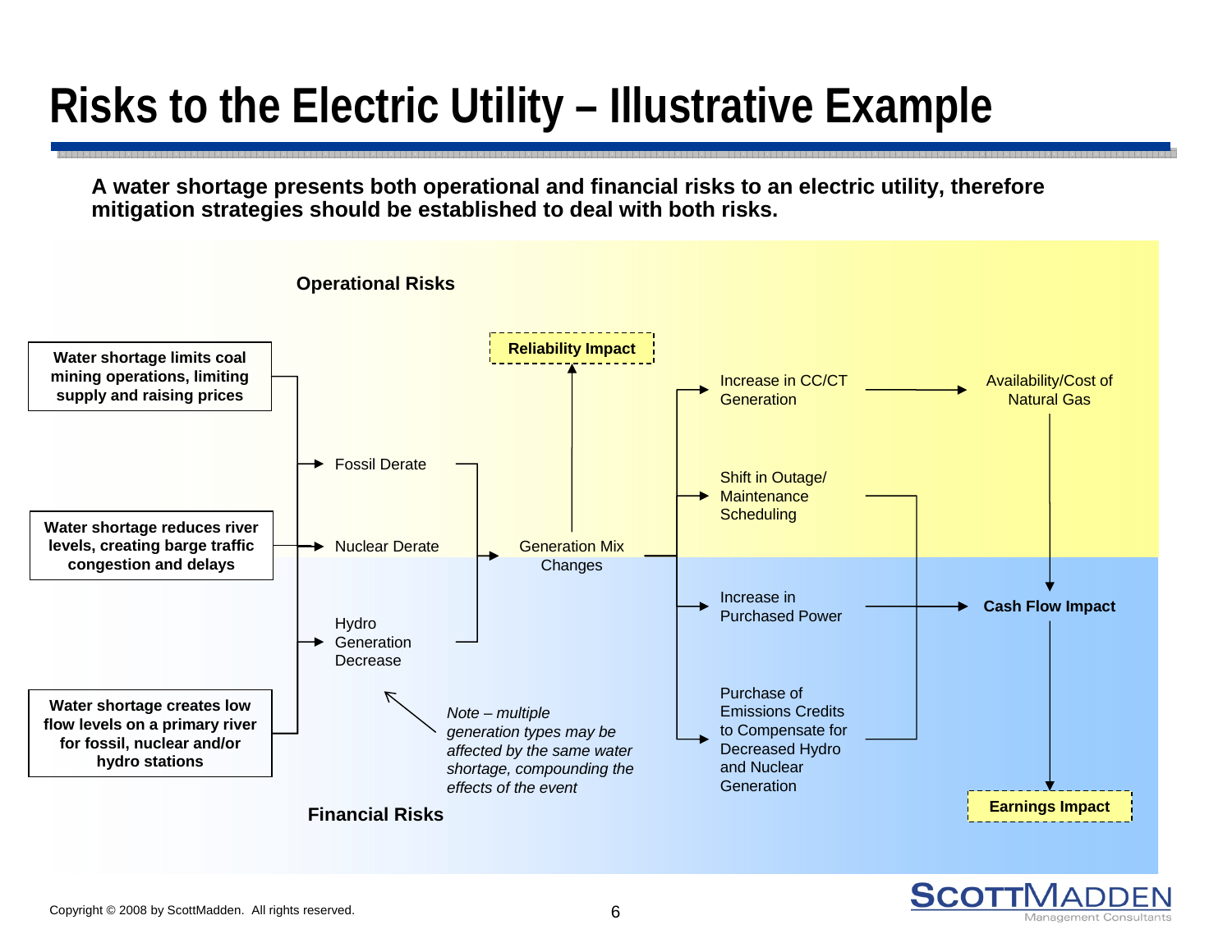# Risks to the Electric Utility – Illustrative Example

**A water shortage presents both operational and financial risks to an electric utility, therefore mitigation strategies should be established to deal with both risks.**

**Operational Risks**

**Water shortage limits coal mining operations, limiting supply and raising prices**

**Water shortage reduces river levels, creating barge traffic congestion and delays**

**Water shortage creates low flow levels on a primary river for fossil, nuclear and/or hydro stations**

Fossil Derate

Nuclear Derate

Hydro Generation Decrease

Generation Mix Changes

**Reliability Impact**

Increase in CC/CT Generation

Availability/Cost of Natural Gas

Shift in Outage/ Maintenance Scheduling

Increase in Purchased Power

**Cash Flow Impact**

Purchase of Emissions Credits to Compensate for Decreased Hydro and Nuclear Generation

**Earnings Impact**

*Note – multiple generation types may be affected by the same water shortage, compounding the effects of the event*

**Financial Risks**

Copyright © 2008 by ScottMadden. All rights reserved.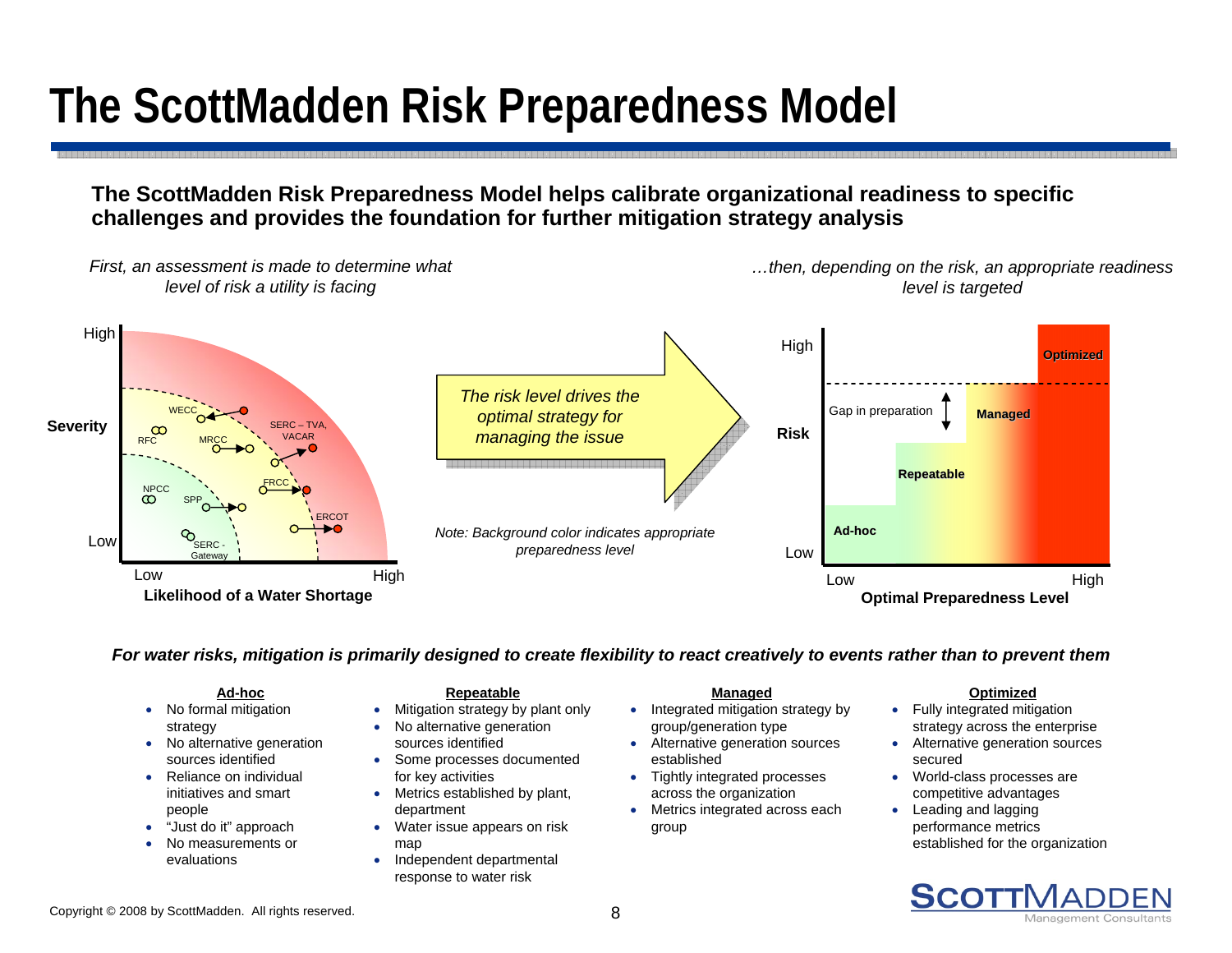# The ScottMadden Risk Preparedness Model

**The ScottMadden Risk Preparedness Model helps calibrate organizational readiness to specific challenges and provides the foundation for further mitigation strategy analysis**

*First, an assessment is made to determine what level of risk a utility is facing*

High

**Severity**

Low

WECC, RFC, MRCC, SERC – TVA, VACAR, FRCC, NPCC, SPP, ERCOT, SERC - Gateway

Low — High

**Likelihood of a Water Shortage**

*The risk level drives the optimal strategy for managing the issue*

*Note: Background color indicates appropriate preparedness level*

*…then, depending on the risk, an appropriate readiness level is targeted*

High

**Risk**

Low

Ad-hoc, Repeatable, Managed, Optimized

Gap in preparation

Low — High

**Optimal Preparedness Level**

***For water risks, mitigation is primarily designed to create flexibility to react creatively to events rather than to prevent them***

**Ad-hoc**

- No formal mitigation strategy
- No alternative generation sources identified
- Reliance on individual initiatives and smart people
- "Just do it" approach
- No measurements or evaluations

**Repeatable**

- Mitigation strategy by plant only
- No alternative generation sources identified
- Some processes documented for key activities
- Metrics established by plant, department
- Water issue appears on risk map
- Independent departmental response to water risk

**Managed**

- Integrated mitigation strategy by group/generation type
- Alternative generation sources established
- Tightly integrated processes across the organization
- Metrics integrated across each group

**Optimized**

- Fully integrated mitigation strategy across the enterprise
- Alternative generation sources secured
- World-class processes are competitive advantages
- Leading and lagging performance metrics established for the organization

Copyright © 2008 by ScottMadden. All rights reserved.

SCOTTMADDEN Management Consultants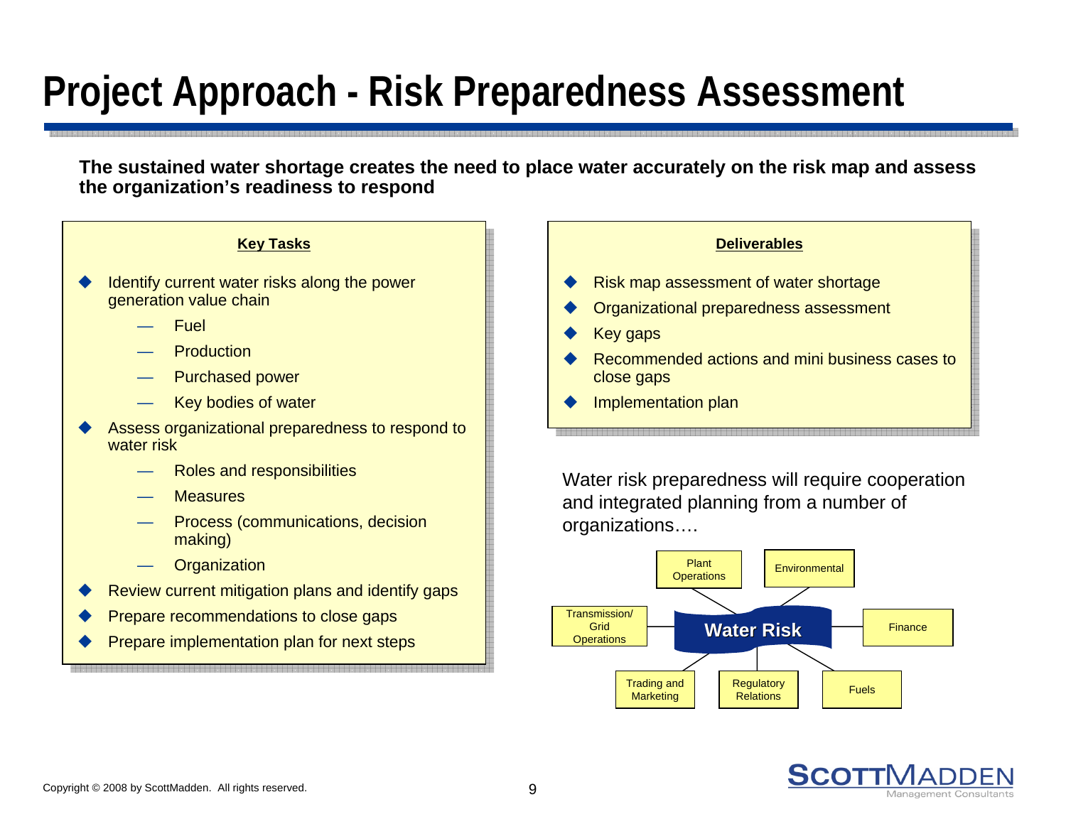# Project Approach - Risk Preparedness Assessment

**The sustained water shortage creates the need to place water accurately on the risk map and assess the organization's readiness to respond**

**Key Tasks**

- Identify current water risks along the power generation value chain
  - Fuel
  - Production
  - Purchased power
  - Key bodies of water
- Assess organizational preparedness to respond to water risk
  - Roles and responsibilities
  - Measures
  - Process (communications, decision making)
  - Organization
- Review current mitigation plans and identify gaps
- Prepare recommendations to close gaps
- Prepare implementation plan for next steps

**Deliverables**

- Risk map assessment of water shortage
- Organizational preparedness assessment
- Key gaps
- Recommended actions and mini business cases to close gaps
- Implementation plan

Water risk preparedness will require cooperation and integrated planning from a number of organizations….

**Water Risk**

- Plant Operations
- Environmental
- Transmission/ Grid Operations
- Finance
- Trading and Marketing
- Regulatory Relations
- Fuels

Copyright © 2008 by ScottMadden. All rights reserved.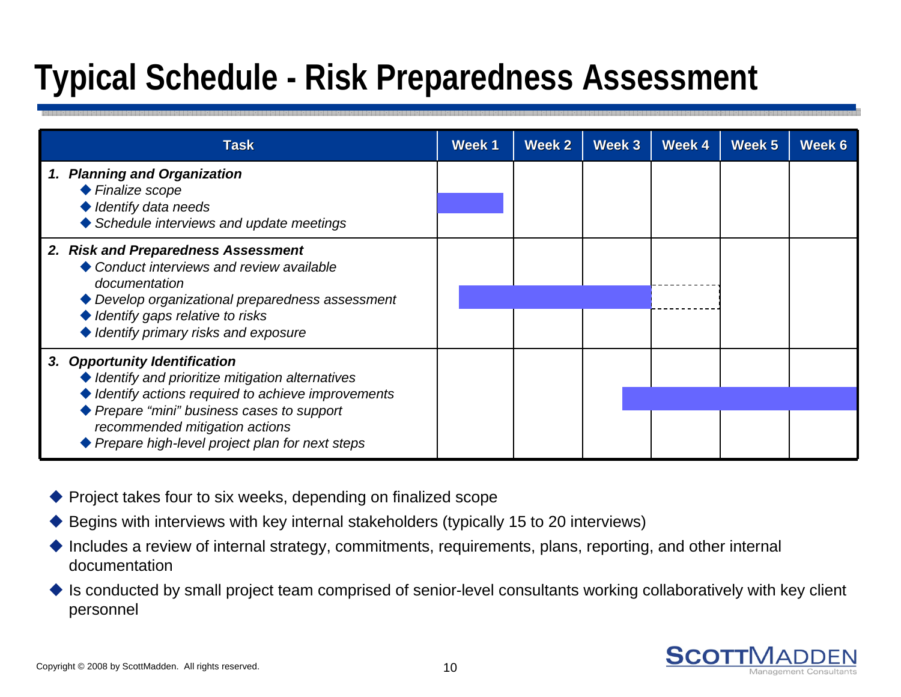# Typical Schedule - Risk Preparedness Assessment

| Task | Week 1 | Week 2 | Week 3 | Week 4 | Week 5 | Week 6 |
|---|---|---|---|---|---|---|
| **1. *Planning and Organization***<br>◆ *Finalize scope*<br>◆ *Identify data needs*<br>◆ *Schedule interviews and update meetings* | | | | | | |
| **2. *Risk and Preparedness Assessment***<br>◆ *Conduct interviews and review available documentation*<br>◆ *Develop organizational preparedness assessment*<br>◆ *Identify gaps relative to risks*<br>◆ *Identify primary risks and exposure* | | | | | | |
| **3. *Opportunity Identification***<br>◆ *Identify and prioritize mitigation alternatives*<br>◆ *Identify actions required to achieve improvements*<br>◆ *Prepare "mini" business cases to support recommended mitigation actions*<br>◆ *Prepare high-level project plan for next steps* | | | | | | |

- Project takes four to six weeks, depending on finalized scope
- Begins with interviews with key internal stakeholders (typically 15 to 20 interviews)
- Includes a review of internal strategy, commitments, requirements, plans, reporting, and other internal documentation
- Is conducted by small project team comprised of senior-level consultants working collaboratively with key client personnel

Copyright © 2008 by ScottMadden. All rights reserved.

ScottMadden Management Consultants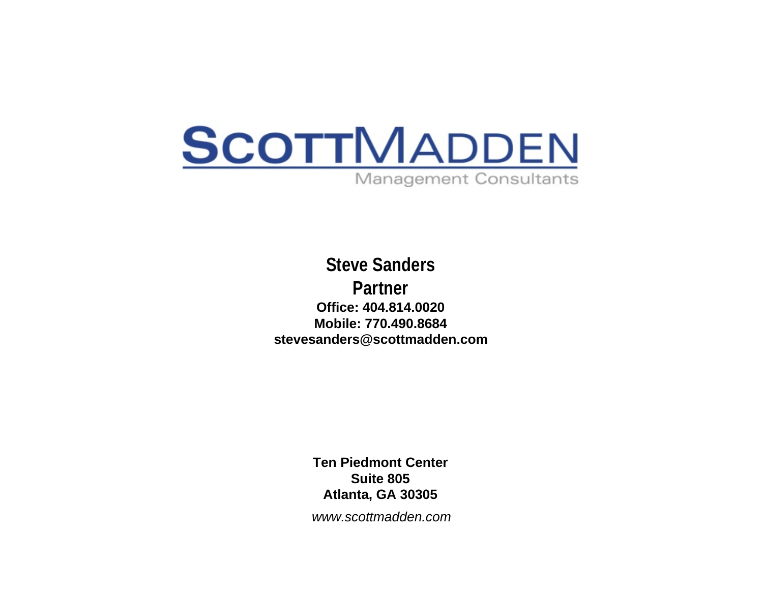# ScottMadden

Management Consultants

**Steve Sanders**

**Partner**

**Office: 404.814.0020**

**Mobile: 770.490.8684**

**stevesanders@scottmadden.com**

**Ten Piedmont Center**

**Suite 805**

**Atlanta, GA 30305**

*www.scottmadden.com*